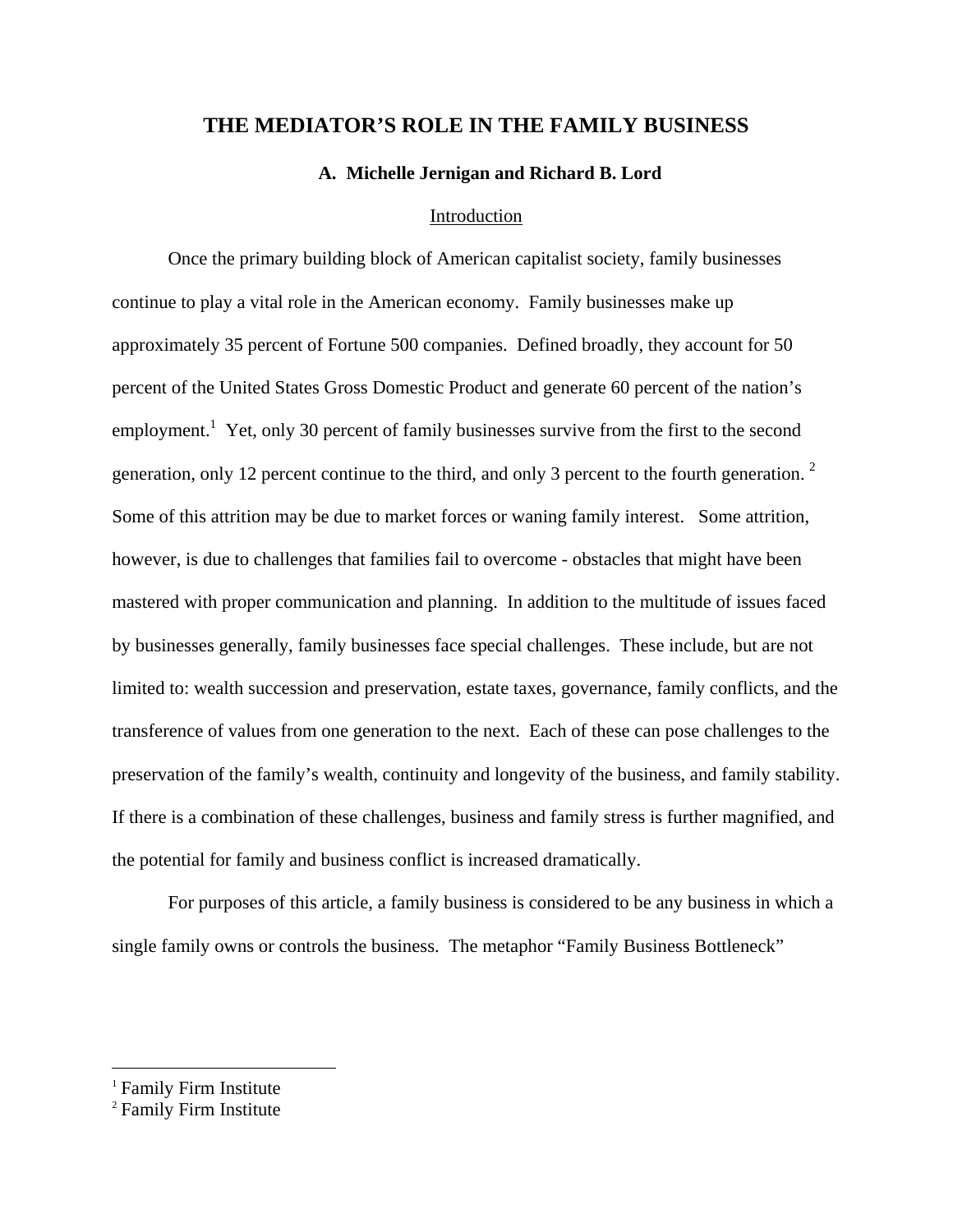# THE MEDIATOR'S ROLE IN THE FAMILY BUSINESS

**A. Michelle Jernigan and Richard B. Lord**

## Introduction

Once the primary building block of American capitalist society, family businesses continue to play a vital role in the American economy. Family businesses make up approximately 35 percent of Fortune 500 companies. Defined broadly, they account for 50 percent of the United States Gross Domestic Product and generate 60 percent of the nation's employment.[1] Yet, only 30 percent of family businesses survive from the first to the second generation, only 12 percent continue to the third, and only 3 percent to the fourth generation.[2] Some of this attrition may be due to market forces or waning family interest. Some attrition, however, is due to challenges that families fail to overcome - obstacles that might have been mastered with proper communication and planning. In addition to the multitude of issues faced by businesses generally, family businesses face special challenges. These include, but are not limited to: wealth succession and preservation, estate taxes, governance, family conflicts, and the transference of values from one generation to the next. Each of these can pose challenges to the preservation of the family's wealth, continuity and longevity of the business, and family stability. If there is a combination of these challenges, business and family stress is further magnified, and the potential for family and business conflict is increased dramatically.

For purposes of this article, a family business is considered to be any business in which a single family owns or controls the business. The metaphor "Family Business Bottleneck"

---

[1] Family Firm Institute

[2] Family Firm Institute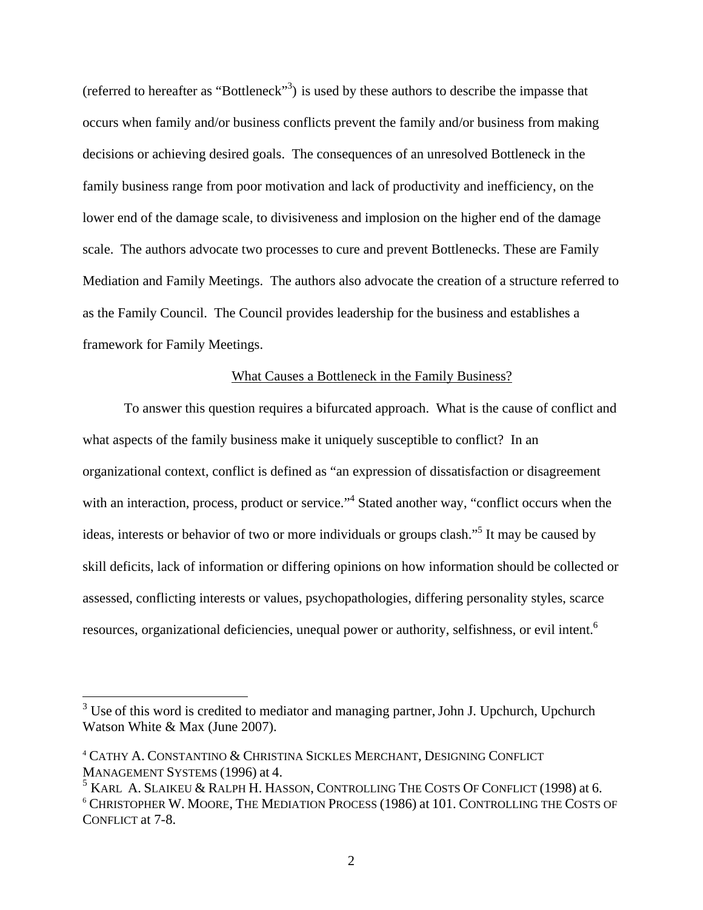(referred to hereafter as "Bottleneck"[3]) is used by these authors to describe the impasse that occurs when family and/or business conflicts prevent the family and/or business from making decisions or achieving desired goals. The consequences of an unresolved Bottleneck in the family business range from poor motivation and lack of productivity and inefficiency, on the lower end of the damage scale, to divisiveness and implosion on the higher end of the damage scale. The authors advocate two processes to cure and prevent Bottlenecks. These are Family Mediation and Family Meetings. The authors also advocate the creation of a structure referred to as the Family Council. The Council provides leadership for the business and establishes a framework for Family Meetings.

## What Causes a Bottleneck in the Family Business?

To answer this question requires a bifurcated approach. What is the cause of conflict and what aspects of the family business make it uniquely susceptible to conflict? In an organizational context, conflict is defined as "an expression of dissatisfaction or disagreement with an interaction, process, product or service."[4] Stated another way, "conflict occurs when the ideas, interests or behavior of two or more individuals or groups clash."[5] It may be caused by skill deficits, lack of information or differing opinions on how information should be collected or assessed, conflicting interests or values, psychopathologies, differing personality styles, scarce resources, organizational deficiencies, unequal power or authority, selfishness, or evil intent.[6]

---

[3] Use of this word is credited to mediator and managing partner, John J. Upchurch, Upchurch Watson White & Max (June 2007).

[4] CATHY A. CONSTANTINO & CHRISTINA SICKLES MERCHANT, DESIGNING CONFLICT MANAGEMENT SYSTEMS (1996) at 4.

[5] KARL A. SLAIKEU & RALPH H. HASSON, CONTROLLING THE COSTS OF CONFLICT (1998) at 6.

[6] CHRISTOPHER W. MOORE, THE MEDIATION PROCESS (1986) at 101. CONTROLLING THE COSTS OF CONFLICT at 7-8.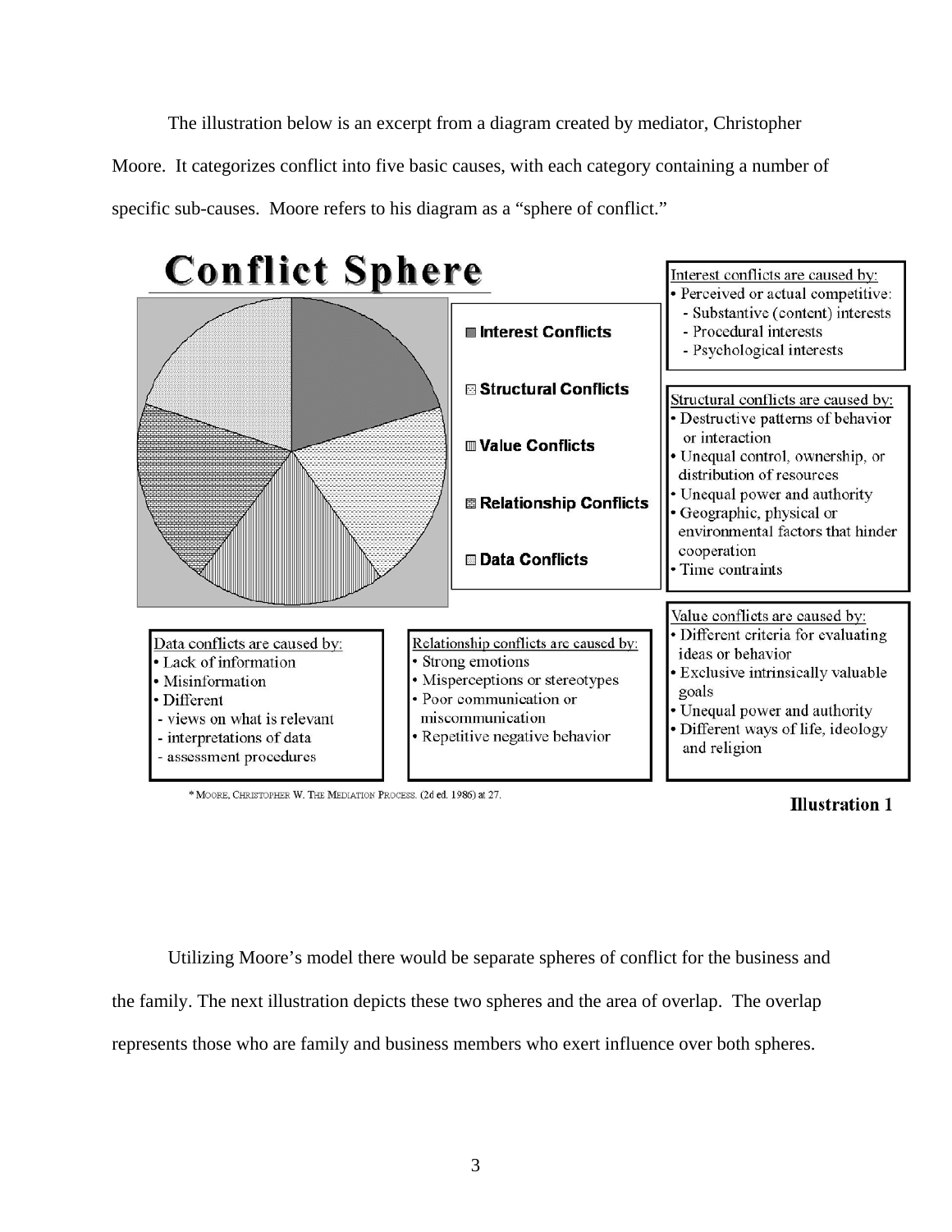The illustration below is an excerpt from a diagram created by mediator, Christopher Moore. It categorizes conflict into five basic causes, with each category containing a number of specific sub-causes. Moore refers to his diagram as a "sphere of conflict."

**Conflict Sphere**

- Interest Conflicts
- Structural Conflicts
- Value Conflicts
- Relationship Conflicts
- Data Conflicts

Interest conflicts are caused by:
- Perceived or actual competitive:
  - Substantive (content) interests
  - Procedural interests
  - Psychological interests

Structural conflicts are caused by:
- Destructive patterns of behavior or interaction
- Unequal control, ownership, or distribution of resources
- Unequal power and authority
- Geographic, physical or environmental factors that hinder cooperation
- Time contraints

Value conflicts are caused by:
- Different criteria for evaluating ideas or behavior
- Exclusive intrinsically valuable goals
- Unequal power and authority
- Different ways of life, ideology and religion

Data conflicts are caused by:
- Lack of information
- Misinformation
- Different
  - views on what is relevant
  - interpretations of data
  - assessment procedures

Relationship conflicts are caused by:
- Strong emotions
- Misperceptions or stereotypes
- Poor communication or miscommunication
- Repetitive negative behavior

\* MOORE, CHRISTOPHER W. THE MEDIATION PROCESS. (2d ed. 1986) at 27.

**Illustration 1**

Utilizing Moore's model there would be separate spheres of conflict for the business and the family. The next illustration depicts these two spheres and the area of overlap. The overlap represents those who are family and business members who exert influence over both spheres.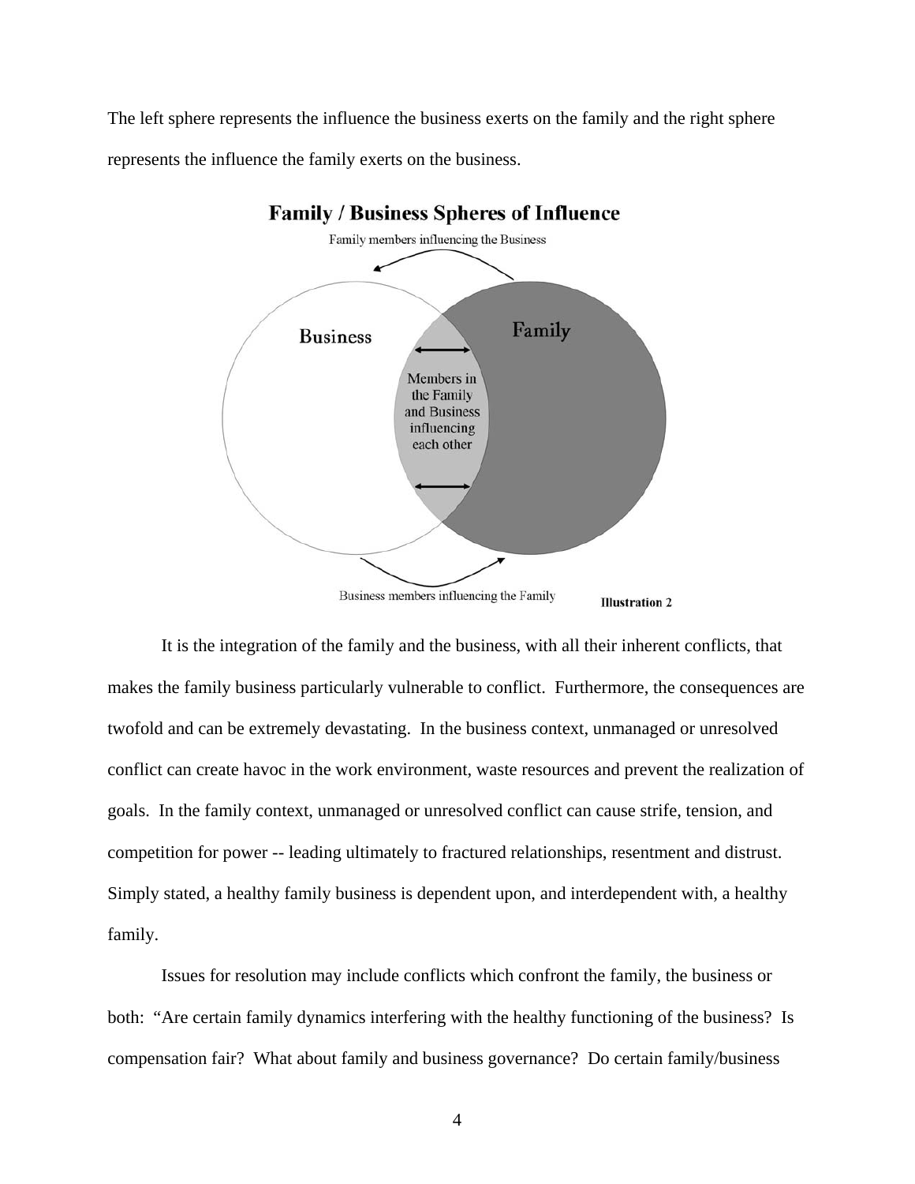The left sphere represents the influence the business exerts on the family and the right sphere represents the influence the family exerts on the business.

**Family / Business Spheres of Influence**

Family members influencing the Business

Business

Family

Members in the Family and Business influencing each other

Business members influencing the Family

**Illustration 2**

It is the integration of the family and the business, with all their inherent conflicts, that makes the family business particularly vulnerable to conflict. Furthermore, the consequences are twofold and can be extremely devastating. In the business context, unmanaged or unresolved conflict can create havoc in the work environment, waste resources and prevent the realization of goals. In the family context, unmanaged or unresolved conflict can cause strife, tension, and competition for power -- leading ultimately to fractured relationships, resentment and distrust. Simply stated, a healthy family business is dependent upon, and interdependent with, a healthy family.

Issues for resolution may include conflicts which confront the family, the business or both: "Are certain family dynamics interfering with the healthy functioning of the business? Is compensation fair? What about family and business governance? Do certain family/business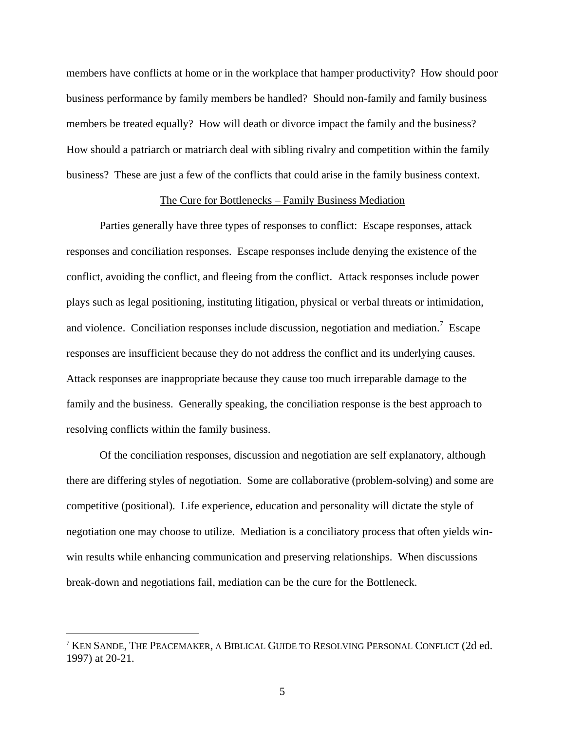members have conflicts at home or in the workplace that hamper productivity? How should poor business performance by family members be handled? Should non-family and family business members be treated equally? How will death or divorce impact the family and the business? How should a patriarch or matriarch deal with sibling rivalry and competition within the family business? These are just a few of the conflicts that could arise in the family business context.

## The Cure for Bottlenecks – Family Business Mediation

Parties generally have three types of responses to conflict: Escape responses, attack responses and conciliation responses. Escape responses include denying the existence of the conflict, avoiding the conflict, and fleeing from the conflict. Attack responses include power plays such as legal positioning, instituting litigation, physical or verbal threats or intimidation, and violence. Conciliation responses include discussion, negotiation and mediation.[7] Escape responses are insufficient because they do not address the conflict and its underlying causes. Attack responses are inappropriate because they cause too much irreparable damage to the family and the business. Generally speaking, the conciliation response is the best approach to resolving conflicts within the family business.

Of the conciliation responses, discussion and negotiation are self explanatory, although there are differing styles of negotiation. Some are collaborative (problem-solving) and some are competitive (positional). Life experience, education and personality will dictate the style of negotiation one may choose to utilize. Mediation is a conciliatory process that often yields win-win results while enhancing communication and preserving relationships. When discussions break-down and negotiations fail, mediation can be the cure for the Bottleneck.

---

[7] KEN SANDE, THE PEACEMAKER, A BIBLICAL GUIDE TO RESOLVING PERSONAL CONFLICT (2d ed. 1997) at 20-21.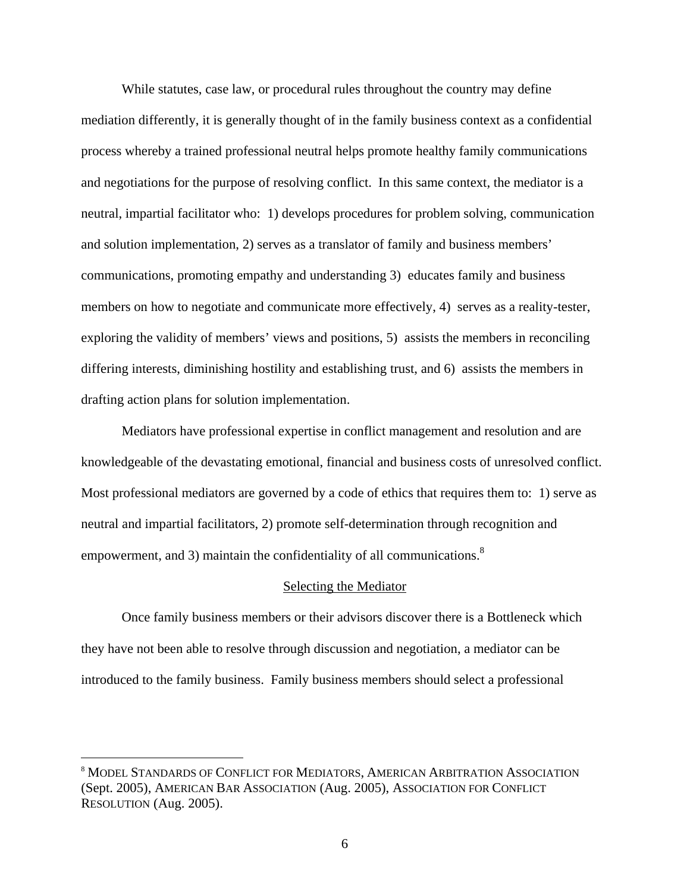While statutes, case law, or procedural rules throughout the country may define mediation differently, it is generally thought of in the family business context as a confidential process whereby a trained professional neutral helps promote healthy family communications and negotiations for the purpose of resolving conflict. In this same context, the mediator is a neutral, impartial facilitator who: 1) develops procedures for problem solving, communication and solution implementation, 2) serves as a translator of family and business members' communications, promoting empathy and understanding 3) educates family and business members on how to negotiate and communicate more effectively, 4) serves as a reality-tester, exploring the validity of members' views and positions, 5) assists the members in reconciling differing interests, diminishing hostility and establishing trust, and 6) assists the members in drafting action plans for solution implementation.

Mediators have professional expertise in conflict management and resolution and are knowledgeable of the devastating emotional, financial and business costs of unresolved conflict. Most professional mediators are governed by a code of ethics that requires them to: 1) serve as neutral and impartial facilitators, 2) promote self-determination through recognition and empowerment, and 3) maintain the confidentiality of all communications.[8]

## Selecting the Mediator

Once family business members or their advisors discover there is a Bottleneck which they have not been able to resolve through discussion and negotiation, a mediator can be introduced to the family business. Family business members should select a professional

---

[8] MODEL STANDARDS OF CONFLICT FOR MEDIATORS, AMERICAN ARBITRATION ASSOCIATION (Sept. 2005), AMERICAN BAR ASSOCIATION (Aug. 2005), ASSOCIATION FOR CONFLICT RESOLUTION (Aug. 2005).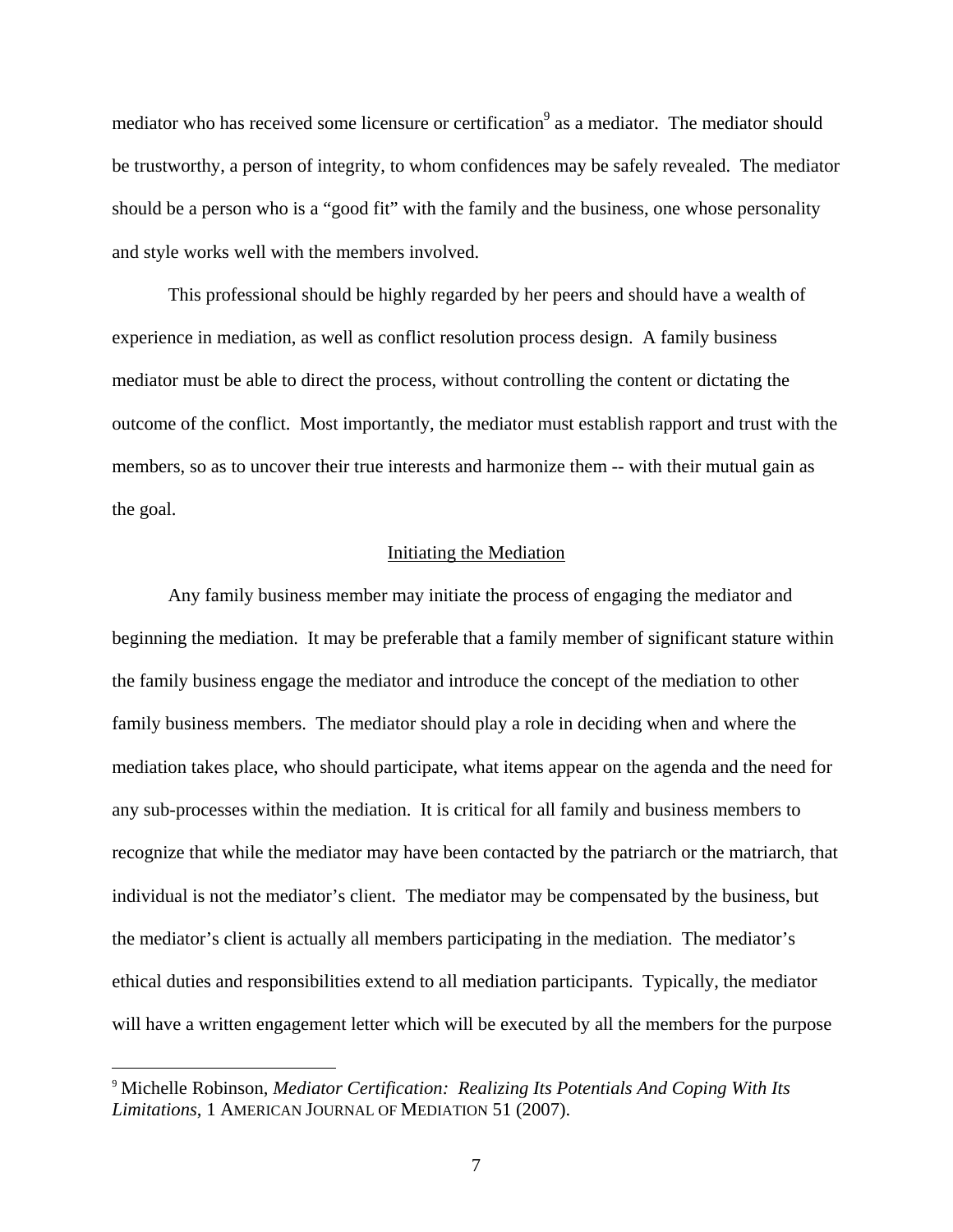mediator who has received some licensure or certification[9] as a mediator. The mediator should be trustworthy, a person of integrity, to whom confidences may be safely revealed. The mediator should be a person who is a "good fit" with the family and the business, one whose personality and style works well with the members involved.

This professional should be highly regarded by her peers and should have a wealth of experience in mediation, as well as conflict resolution process design. A family business mediator must be able to direct the process, without controlling the content or dictating the outcome of the conflict. Most importantly, the mediator must establish rapport and trust with the members, so as to uncover their true interests and harmonize them -- with their mutual gain as the goal.

## Initiating the Mediation

Any family business member may initiate the process of engaging the mediator and beginning the mediation. It may be preferable that a family member of significant stature within the family business engage the mediator and introduce the concept of the mediation to other family business members. The mediator should play a role in deciding when and where the mediation takes place, who should participate, what items appear on the agenda and the need for any sub-processes within the mediation. It is critical for all family and business members to recognize that while the mediator may have been contacted by the patriarch or the matriarch, that individual is not the mediator's client. The mediator may be compensated by the business, but the mediator's client is actually all members participating in the mediation. The mediator's ethical duties and responsibilities extend to all mediation participants. Typically, the mediator will have a written engagement letter which will be executed by all the members for the purpose

---

[9] Michelle Robinson, *Mediator Certification: Realizing Its Potentials And Coping With Its Limitations*, 1 AMERICAN JOURNAL OF MEDIATION 51 (2007).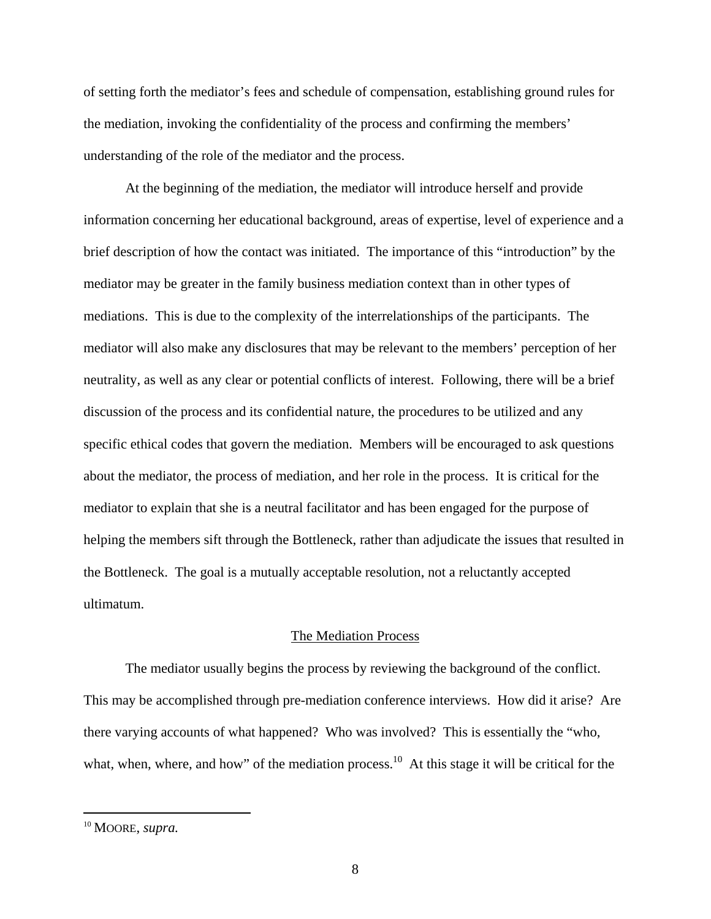of setting forth the mediator's fees and schedule of compensation, establishing ground rules for the mediation, invoking the confidentiality of the process and confirming the members' understanding of the role of the mediator and the process.

At the beginning of the mediation, the mediator will introduce herself and provide information concerning her educational background, areas of expertise, level of experience and a brief description of how the contact was initiated. The importance of this "introduction" by the mediator may be greater in the family business mediation context than in other types of mediations. This is due to the complexity of the interrelationships of the participants. The mediator will also make any disclosures that may be relevant to the members' perception of her neutrality, as well as any clear or potential conflicts of interest. Following, there will be a brief discussion of the process and its confidential nature, the procedures to be utilized and any specific ethical codes that govern the mediation. Members will be encouraged to ask questions about the mediator, the process of mediation, and her role in the process. It is critical for the mediator to explain that she is a neutral facilitator and has been engaged for the purpose of helping the members sift through the Bottleneck, rather than adjudicate the issues that resulted in the Bottleneck. The goal is a mutually acceptable resolution, not a reluctantly accepted ultimatum.

## The Mediation Process

The mediator usually begins the process by reviewing the background of the conflict. This may be accomplished through pre-mediation conference interviews. How did it arise? Are there varying accounts of what happened? Who was involved? This is essentially the "who, what, when, where, and how" of the mediation process.[10] At this stage it will be critical for the

---

[10] MOORE, *supra.*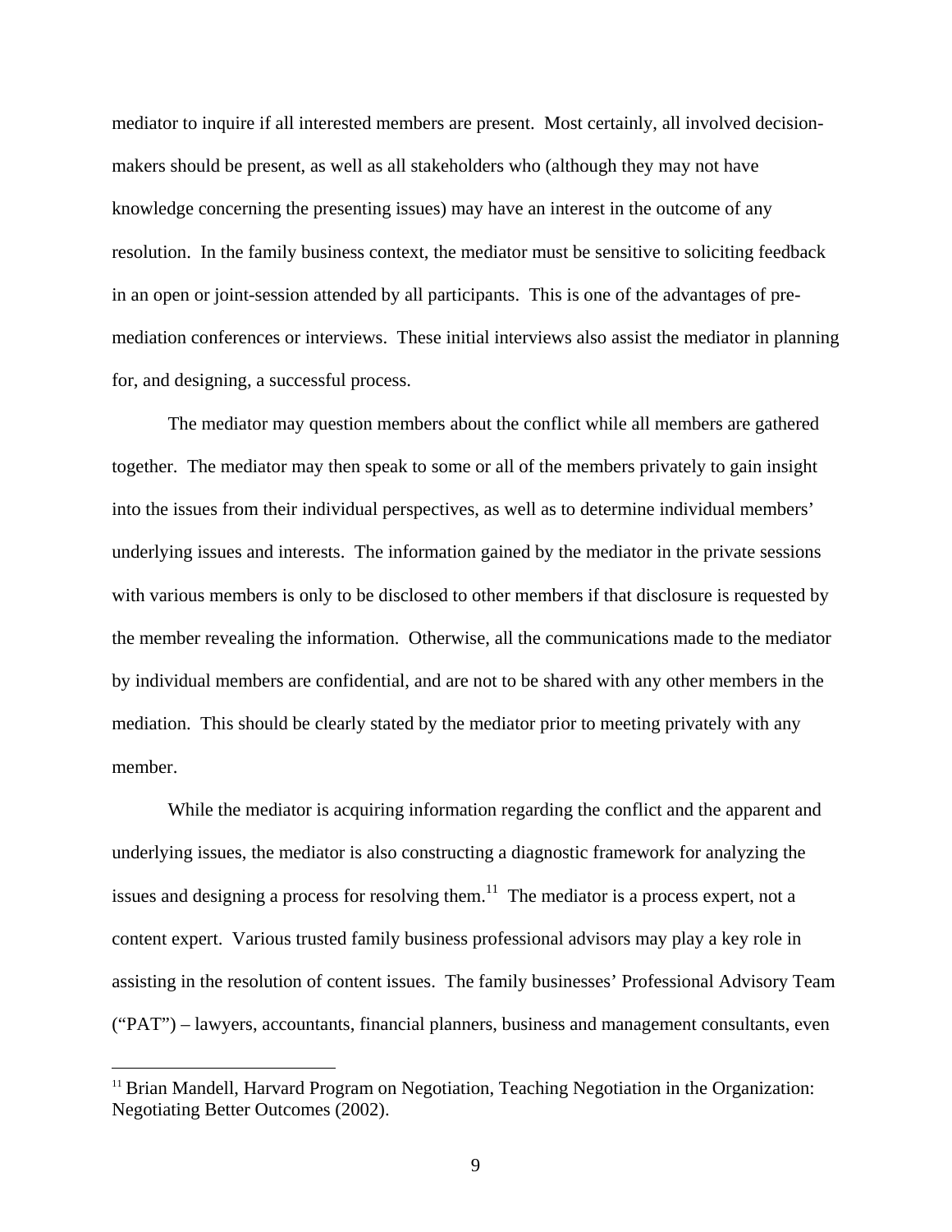mediator to inquire if all interested members are present. Most certainly, all involved decision-makers should be present, as well as all stakeholders who (although they may not have knowledge concerning the presenting issues) may have an interest in the outcome of any resolution. In the family business context, the mediator must be sensitive to soliciting feedback in an open or joint-session attended by all participants. This is one of the advantages of pre-mediation conferences or interviews. These initial interviews also assist the mediator in planning for, and designing, a successful process.

The mediator may question members about the conflict while all members are gathered together. The mediator may then speak to some or all of the members privately to gain insight into the issues from their individual perspectives, as well as to determine individual members' underlying issues and interests. The information gained by the mediator in the private sessions with various members is only to be disclosed to other members if that disclosure is requested by the member revealing the information. Otherwise, all the communications made to the mediator by individual members are confidential, and are not to be shared with any other members in the mediation. This should be clearly stated by the mediator prior to meeting privately with any member.

While the mediator is acquiring information regarding the conflict and the apparent and underlying issues, the mediator is also constructing a diagnostic framework for analyzing the issues and designing a process for resolving them.[11] The mediator is a process expert, not a content expert. Various trusted family business professional advisors may play a key role in assisting in the resolution of content issues. The family businesses' Professional Advisory Team ("PAT") – lawyers, accountants, financial planners, business and management consultants, even

[11] Brian Mandell, Harvard Program on Negotiation, Teaching Negotiation in the Organization: Negotiating Better Outcomes (2002).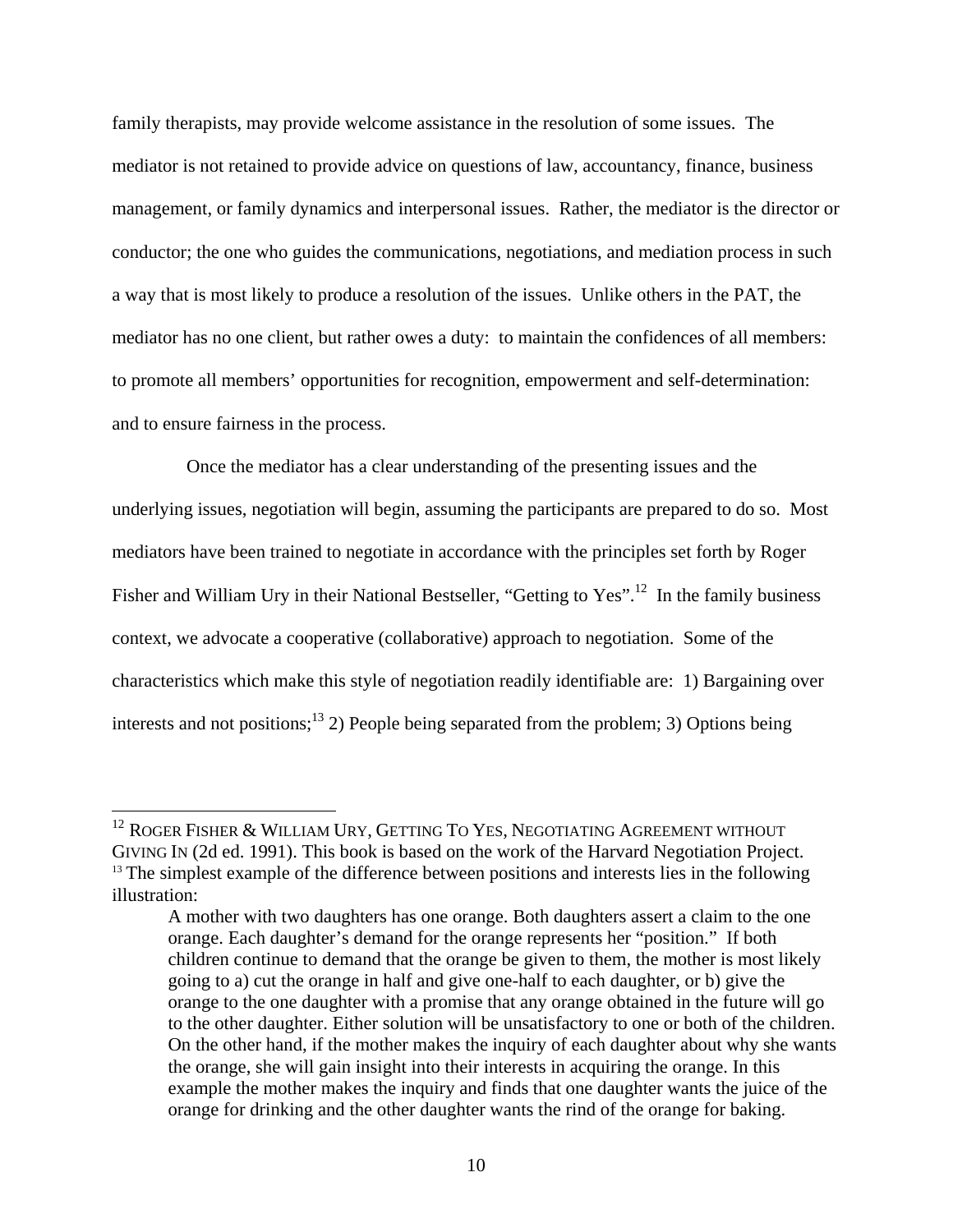family therapists, may provide welcome assistance in the resolution of some issues. The mediator is not retained to provide advice on questions of law, accountancy, finance, business management, or family dynamics and interpersonal issues. Rather, the mediator is the director or conductor; the one who guides the communications, negotiations, and mediation process in such a way that is most likely to produce a resolution of the issues. Unlike others in the PAT, the mediator has no one client, but rather owes a duty: to maintain the confidences of all members: to promote all members' opportunities for recognition, empowerment and self-determination: and to ensure fairness in the process.

Once the mediator has a clear understanding of the presenting issues and the underlying issues, negotiation will begin, assuming the participants are prepared to do so. Most mediators have been trained to negotiate in accordance with the principles set forth by Roger Fisher and William Ury in their National Bestseller, "Getting to Yes".[12] In the family business context, we advocate a cooperative (collaborative) approach to negotiation. Some of the characteristics which make this style of negotiation readily identifiable are: 1) Bargaining over interests and not positions;[13] 2) People being separated from the problem; 3) Options being

---

[12] ROGER FISHER & WILLIAM URY, GETTING TO YES, NEGOTIATING AGREEMENT WITHOUT GIVING IN (2d ed. 1991). This book is based on the work of the Harvard Negotiation Project.

[13] The simplest example of the difference between positions and interests lies in the following illustration:

> A mother with two daughters has one orange. Both daughters assert a claim to the one orange. Each daughter's demand for the orange represents her "position." If both children continue to demand that the orange be given to them, the mother is most likely going to a) cut the orange in half and give one-half to each daughter, or b) give the orange to the one daughter with a promise that any orange obtained in the future will go to the other daughter. Either solution will be unsatisfactory to one or both of the children. On the other hand, if the mother makes the inquiry of each daughter about why she wants the orange, she will gain insight into their interests in acquiring the orange. In this example the mother makes the inquiry and finds that one daughter wants the juice of the orange for drinking and the other daughter wants the rind of the orange for baking.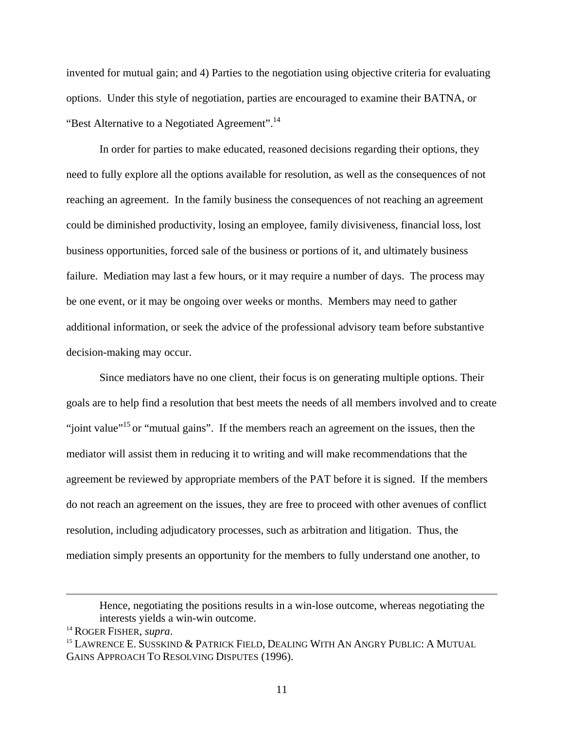invented for mutual gain; and 4) Parties to the negotiation using objective criteria for evaluating options. Under this style of negotiation, parties are encouraged to examine their BATNA, or "Best Alternative to a Negotiated Agreement".[14]

In order for parties to make educated, reasoned decisions regarding their options, they need to fully explore all the options available for resolution, as well as the consequences of not reaching an agreement. In the family business the consequences of not reaching an agreement could be diminished productivity, losing an employee, family divisiveness, financial loss, lost business opportunities, forced sale of the business or portions of it, and ultimately business failure. Mediation may last a few hours, or it may require a number of days. The process may be one event, or it may be ongoing over weeks or months. Members may need to gather additional information, or seek the advice of the professional advisory team before substantive decision-making may occur.

Since mediators have no one client, their focus is on generating multiple options. Their goals are to help find a resolution that best meets the needs of all members involved and to create "joint value"[15] or "mutual gains". If the members reach an agreement on the issues, then the mediator will assist them in reducing it to writing and will make recommendations that the agreement be reviewed by appropriate members of the PAT before it is signed. If the members do not reach an agreement on the issues, they are free to proceed with other avenues of conflict resolution, including adjudicatory processes, such as arbitration and litigation. Thus, the mediation simply presents an opportunity for the members to fully understand one another, to

---

> Hence, negotiating the positions results in a win-lose outcome, whereas negotiating the interests yields a win-win outcome.

[14] ROGER FISHER, *supra*.

[15] LAWRENCE E. SUSSKIND & PATRICK FIELD, DEALING WITH AN ANGRY PUBLIC: A MUTUAL GAINS APPROACH TO RESOLVING DISPUTES (1996).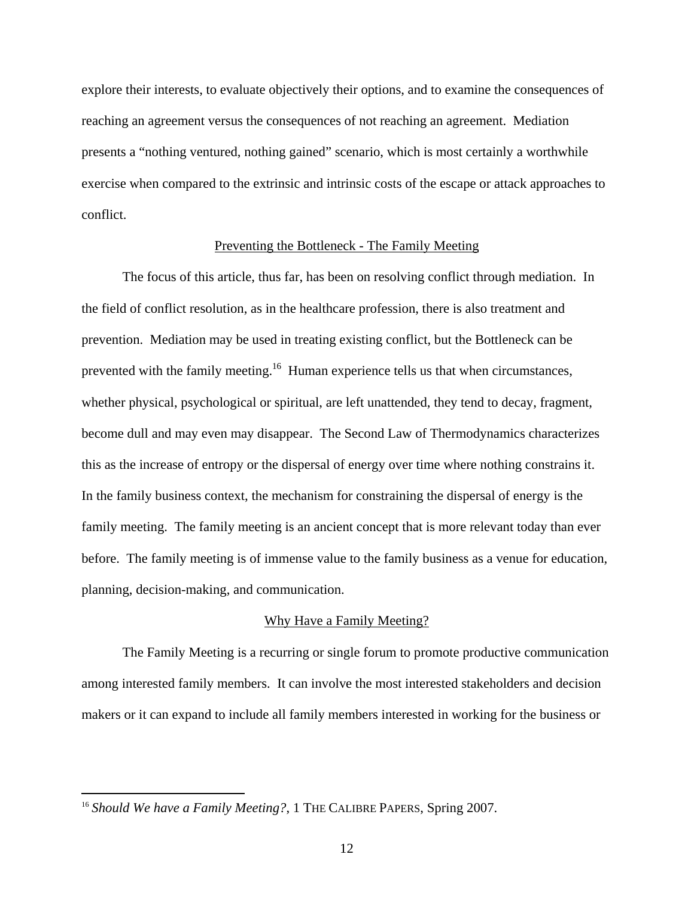explore their interests, to evaluate objectively their options, and to examine the consequences of reaching an agreement versus the consequences of not reaching an agreement. Mediation presents a "nothing ventured, nothing gained" scenario, which is most certainly a worthwhile exercise when compared to the extrinsic and intrinsic costs of the escape or attack approaches to conflict.

## Preventing the Bottleneck - The Family Meeting

The focus of this article, thus far, has been on resolving conflict through mediation. In the field of conflict resolution, as in the healthcare profession, there is also treatment and prevention. Mediation may be used in treating existing conflict, but the Bottleneck can be prevented with the family meeting.[16] Human experience tells us that when circumstances, whether physical, psychological or spiritual, are left unattended, they tend to decay, fragment, become dull and may even may disappear. The Second Law of Thermodynamics characterizes this as the increase of entropy or the dispersal of energy over time where nothing constrains it. In the family business context, the mechanism for constraining the dispersal of energy is the family meeting. The family meeting is an ancient concept that is more relevant today than ever before. The family meeting is of immense value to the family business as a venue for education, planning, decision-making, and communication.

## Why Have a Family Meeting?

The Family Meeting is a recurring or single forum to promote productive communication among interested family members. It can involve the most interested stakeholders and decision makers or it can expand to include all family members interested in working for the business or

---

[16] *Should We have a Family Meeting?*, 1 THE CALIBRE PAPERS, Spring 2007.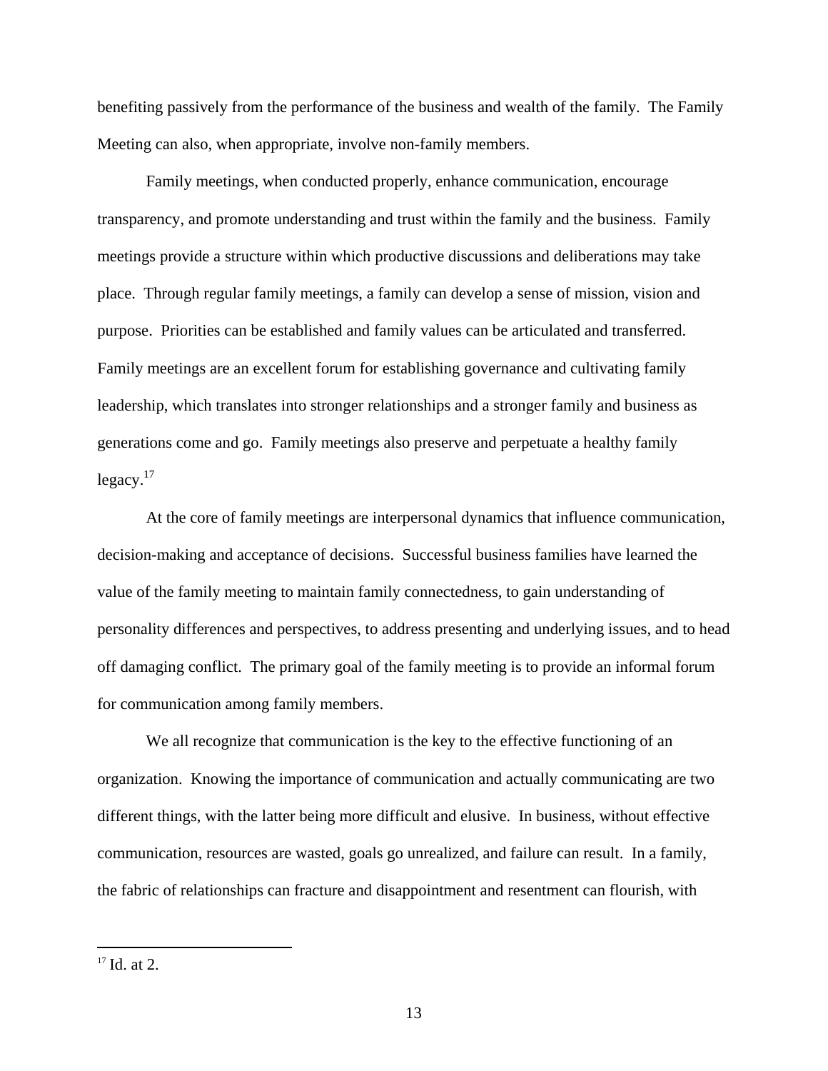benefiting passively from the performance of the business and wealth of the family. The Family Meeting can also, when appropriate, involve non-family members.

Family meetings, when conducted properly, enhance communication, encourage transparency, and promote understanding and trust within the family and the business. Family meetings provide a structure within which productive discussions and deliberations may take place. Through regular family meetings, a family can develop a sense of mission, vision and purpose. Priorities can be established and family values can be articulated and transferred. Family meetings are an excellent forum for establishing governance and cultivating family leadership, which translates into stronger relationships and a stronger family and business as generations come and go. Family meetings also preserve and perpetuate a healthy family legacy.[17]

At the core of family meetings are interpersonal dynamics that influence communication, decision-making and acceptance of decisions. Successful business families have learned the value of the family meeting to maintain family connectedness, to gain understanding of personality differences and perspectives, to address presenting and underlying issues, and to head off damaging conflict. The primary goal of the family meeting is to provide an informal forum for communication among family members.

We all recognize that communication is the key to the effective functioning of an organization. Knowing the importance of communication and actually communicating are two different things, with the latter being more difficult and elusive. In business, without effective communication, resources are wasted, goals go unrealized, and failure can result. In a family, the fabric of relationships can fracture and disappointment and resentment can flourish, with

---

[17] Id. at 2.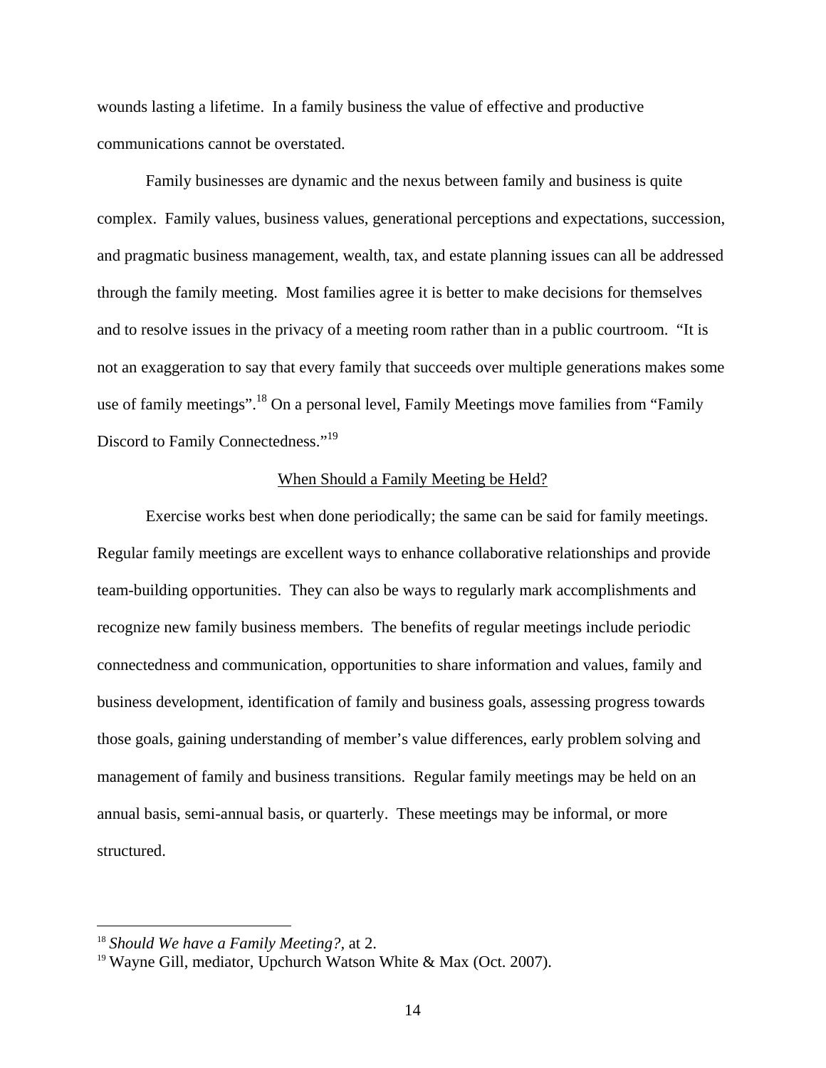wounds lasting a lifetime. In a family business the value of effective and productive communications cannot be overstated.

Family businesses are dynamic and the nexus between family and business is quite complex. Family values, business values, generational perceptions and expectations, succession, and pragmatic business management, wealth, tax, and estate planning issues can all be addressed through the family meeting. Most families agree it is better to make decisions for themselves and to resolve issues in the privacy of a meeting room rather than in a public courtroom. "It is not an exaggeration to say that every family that succeeds over multiple generations makes some use of family meetings".[18] On a personal level, Family Meetings move families from "Family Discord to Family Connectedness."[19]

<u>When Should a Family Meeting be Held?</u>

Exercise works best when done periodically; the same can be said for family meetings. Regular family meetings are excellent ways to enhance collaborative relationships and provide team-building opportunities. They can also be ways to regularly mark accomplishments and recognize new family business members. The benefits of regular meetings include periodic connectedness and communication, opportunities to share information and values, family and business development, identification of family and business goals, assessing progress towards those goals, gaining understanding of member's value differences, early problem solving and management of family and business transitions. Regular family meetings may be held on an annual basis, semi-annual basis, or quarterly. These meetings may be informal, or more structured.

---

[18] *Should We have a Family Meeting?,* at 2.

[19] Wayne Gill, mediator, Upchurch Watson White & Max (Oct. 2007).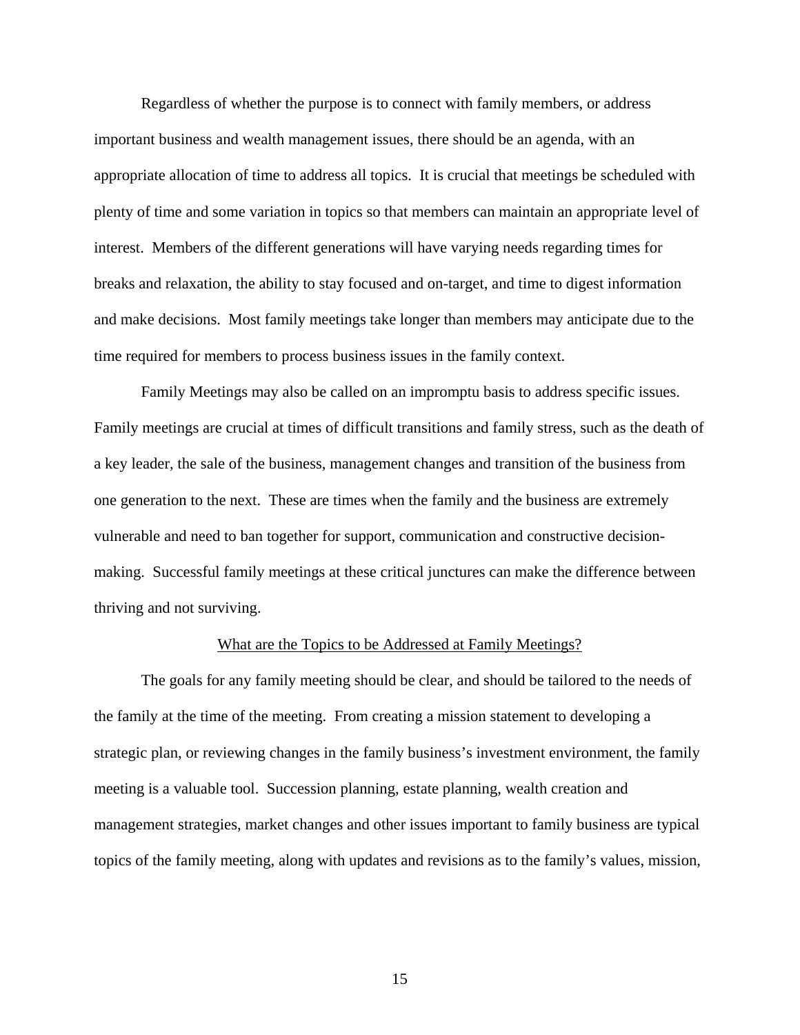Regardless of whether the purpose is to connect with family members, or address important business and wealth management issues, there should be an agenda, with an appropriate allocation of time to address all topics. It is crucial that meetings be scheduled with plenty of time and some variation in topics so that members can maintain an appropriate level of interest. Members of the different generations will have varying needs regarding times for breaks and relaxation, the ability to stay focused and on-target, and time to digest information and make decisions. Most family meetings take longer than members may anticipate due to the time required for members to process business issues in the family context.

Family Meetings may also be called on an impromptu basis to address specific issues. Family meetings are crucial at times of difficult transitions and family stress, such as the death of a key leader, the sale of the business, management changes and transition of the business from one generation to the next. These are times when the family and the business are extremely vulnerable and need to ban together for support, communication and constructive decision-making. Successful family meetings at these critical junctures can make the difference between thriving and not surviving.

## What are the Topics to be Addressed at Family Meetings?

The goals for any family meeting should be clear, and should be tailored to the needs of the family at the time of the meeting. From creating a mission statement to developing a strategic plan, or reviewing changes in the family business's investment environment, the family meeting is a valuable tool. Succession planning, estate planning, wealth creation and management strategies, market changes and other issues important to family business are typical topics of the family meeting, along with updates and revisions as to the family's values, mission,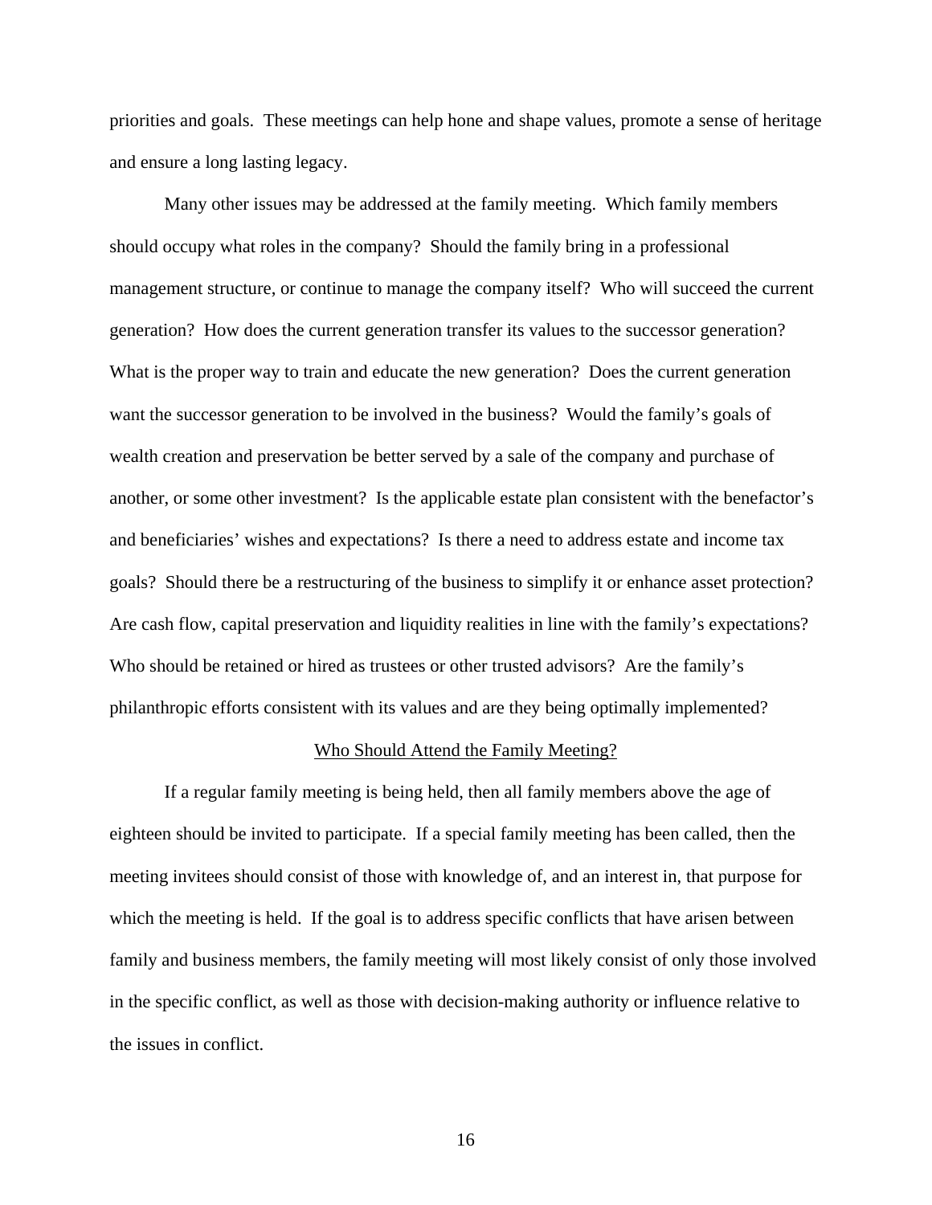priorities and goals. These meetings can help hone and shape values, promote a sense of heritage and ensure a long lasting legacy.

Many other issues may be addressed at the family meeting. Which family members should occupy what roles in the company? Should the family bring in a professional management structure, or continue to manage the company itself? Who will succeed the current generation? How does the current generation transfer its values to the successor generation? What is the proper way to train and educate the new generation? Does the current generation want the successor generation to be involved in the business? Would the family's goals of wealth creation and preservation be better served by a sale of the company and purchase of another, or some other investment? Is the applicable estate plan consistent with the benefactor's and beneficiaries' wishes and expectations? Is there a need to address estate and income tax goals? Should there be a restructuring of the business to simplify it or enhance asset protection? Are cash flow, capital preservation and liquidity realities in line with the family's expectations? Who should be retained or hired as trustees or other trusted advisors? Are the family's philanthropic efforts consistent with its values and are they being optimally implemented?

## Who Should Attend the Family Meeting?

If a regular family meeting is being held, then all family members above the age of eighteen should be invited to participate. If a special family meeting has been called, then the meeting invitees should consist of those with knowledge of, and an interest in, that purpose for which the meeting is held. If the goal is to address specific conflicts that have arisen between family and business members, the family meeting will most likely consist of only those involved in the specific conflict, as well as those with decision-making authority or influence relative to the issues in conflict.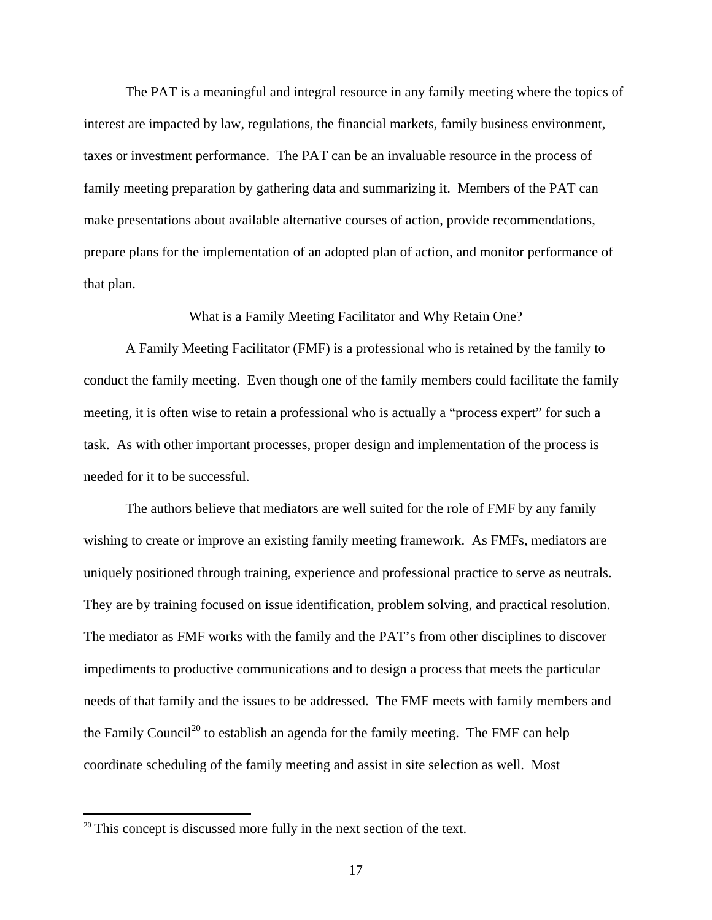The PAT is a meaningful and integral resource in any family meeting where the topics of interest are impacted by law, regulations, the financial markets, family business environment, taxes or investment performance. The PAT can be an invaluable resource in the process of family meeting preparation by gathering data and summarizing it. Members of the PAT can make presentations about available alternative courses of action, provide recommendations, prepare plans for the implementation of an adopted plan of action, and monitor performance of that plan.

## What is a Family Meeting Facilitator and Why Retain One?

A Family Meeting Facilitator (FMF) is a professional who is retained by the family to conduct the family meeting. Even though one of the family members could facilitate the family meeting, it is often wise to retain a professional who is actually a "process expert" for such a task. As with other important processes, proper design and implementation of the process is needed for it to be successful.

The authors believe that mediators are well suited for the role of FMF by any family wishing to create or improve an existing family meeting framework. As FMFs, mediators are uniquely positioned through training, experience and professional practice to serve as neutrals. They are by training focused on issue identification, problem solving, and practical resolution. The mediator as FMF works with the family and the PAT's from other disciplines to discover impediments to productive communications and to design a process that meets the particular needs of that family and the issues to be addressed. The FMF meets with family members and the Family Council[20] to establish an agenda for the family meeting. The FMF can help coordinate scheduling of the family meeting and assist in site selection as well. Most

[20] This concept is discussed more fully in the next section of the text.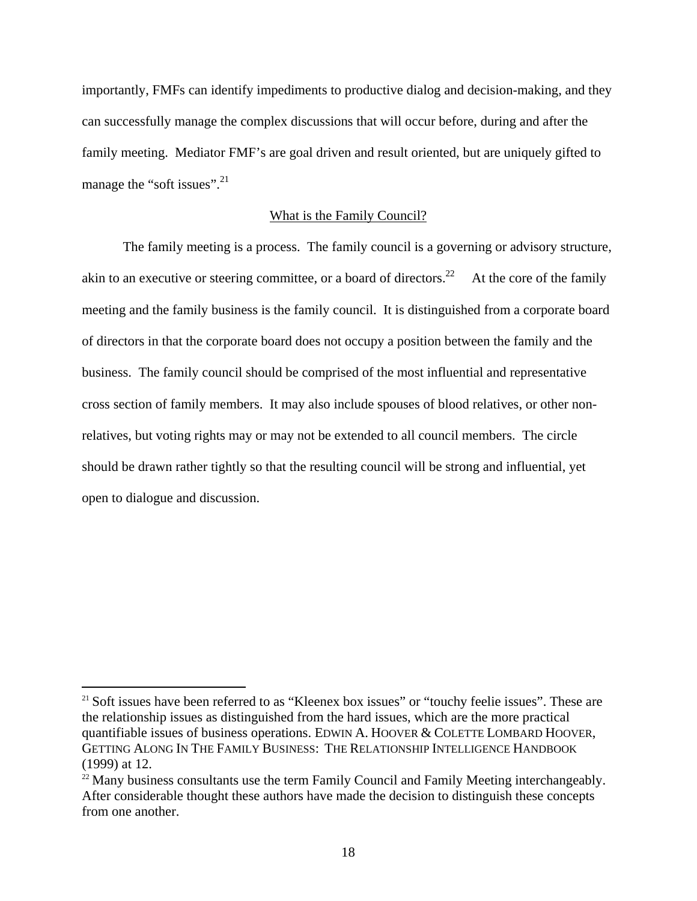importantly, FMFs can identify impediments to productive dialog and decision-making, and they can successfully manage the complex discussions that will occur before, during and after the family meeting. Mediator FMF's are goal driven and result oriented, but are uniquely gifted to manage the "soft issues".[21]

## What is the Family Council?

The family meeting is a process. The family council is a governing or advisory structure, akin to an executive or steering committee, or a board of directors.[22] At the core of the family meeting and the family business is the family council. It is distinguished from a corporate board of directors in that the corporate board does not occupy a position between the family and the business. The family council should be comprised of the most influential and representative cross section of family members. It may also include spouses of blood relatives, or other non-relatives, but voting rights may or may not be extended to all council members. The circle should be drawn rather tightly so that the resulting council will be strong and influential, yet open to dialogue and discussion.

---

[21] Soft issues have been referred to as "Kleenex box issues" or "touchy feelie issues". These are the relationship issues as distinguished from the hard issues, which are the more practical quantifiable issues of business operations. EDWIN A. HOOVER & COLETTE LOMBARD HOOVER, GETTING ALONG IN THE FAMILY BUSINESS: THE RELATIONSHIP INTELLIGENCE HANDBOOK (1999) at 12.

[22] Many business consultants use the term Family Council and Family Meeting interchangeably. After considerable thought these authors have made the decision to distinguish these concepts from one another.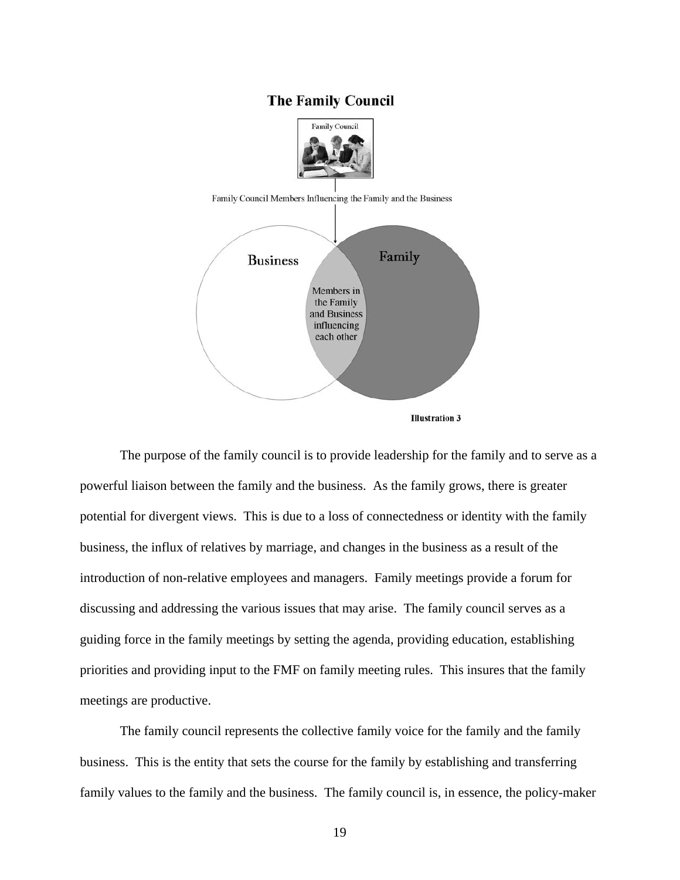## The Family Council

Family Council

Family Council Members Influencing the Family and the Business

Business

Family

Members in the Family and Business influencing each other

Illustration 3

The purpose of the family council is to provide leadership for the family and to serve as a powerful liaison between the family and the business. As the family grows, there is greater potential for divergent views. This is due to a loss of connectedness or identity with the family business, the influx of relatives by marriage, and changes in the business as a result of the introduction of non-relative employees and managers. Family meetings provide a forum for discussing and addressing the various issues that may arise. The family council serves as a guiding force in the family meetings by setting the agenda, providing education, establishing priorities and providing input to the FMF on family meeting rules. This insures that the family meetings are productive.

The family council represents the collective family voice for the family and the family business. This is the entity that sets the course for the family by establishing and transferring family values to the family and the business. The family council is, in essence, the policy-maker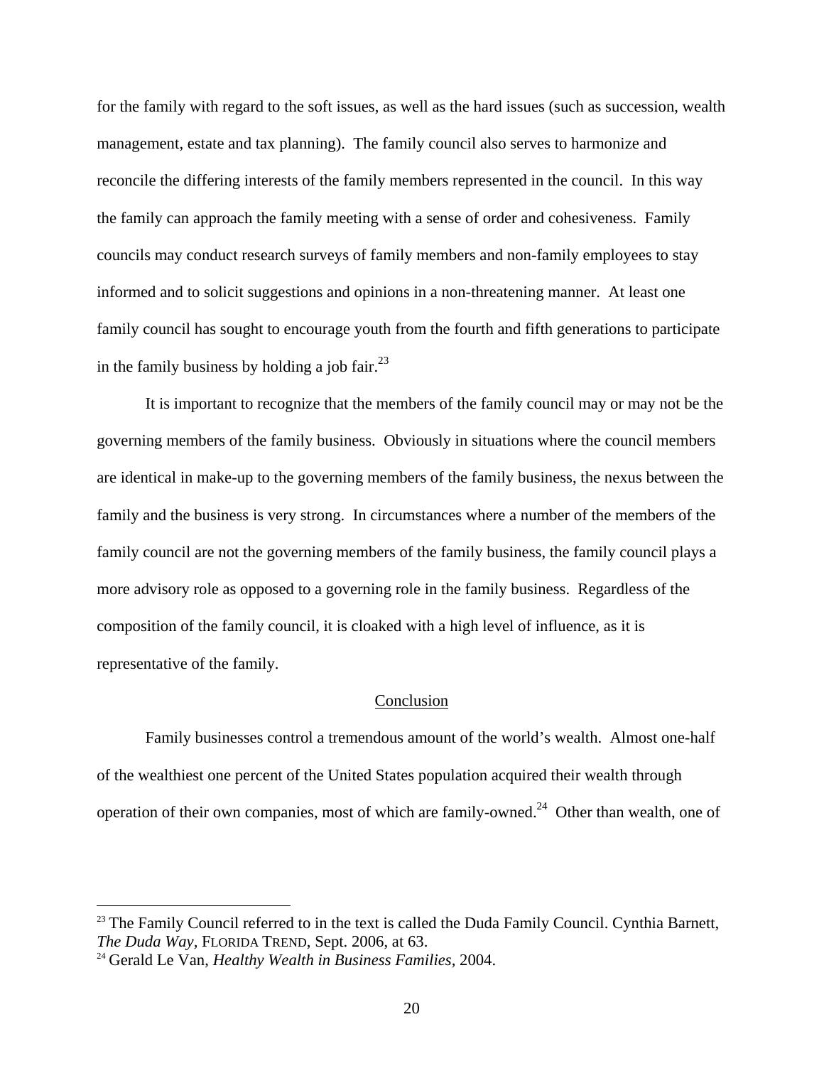for the family with regard to the soft issues, as well as the hard issues (such as succession, wealth management, estate and tax planning). The family council also serves to harmonize and reconcile the differing interests of the family members represented in the council. In this way the family can approach the family meeting with a sense of order and cohesiveness. Family councils may conduct research surveys of family members and non-family employees to stay informed and to solicit suggestions and opinions in a non-threatening manner. At least one family council has sought to encourage youth from the fourth and fifth generations to participate in the family business by holding a job fair.[23]

It is important to recognize that the members of the family council may or may not be the governing members of the family business. Obviously in situations where the council members are identical in make-up to the governing members of the family business, the nexus between the family and the business is very strong. In circumstances where a number of the members of the family council are not the governing members of the family business, the family council plays a more advisory role as opposed to a governing role in the family business. Regardless of the composition of the family council, it is cloaked with a high level of influence, as it is representative of the family.

## Conclusion

Family businesses control a tremendous amount of the world's wealth. Almost one-half of the wealthiest one percent of the United States population acquired their wealth through operation of their own companies, most of which are family-owned.[24] Other than wealth, one of

---

[23] The Family Council referred to in the text is called the Duda Family Council. Cynthia Barnett, *The Duda Way*, FLORIDA TREND, Sept. 2006, at 63.

[24] Gerald Le Van, *Healthy Wealth in Business Families*, 2004.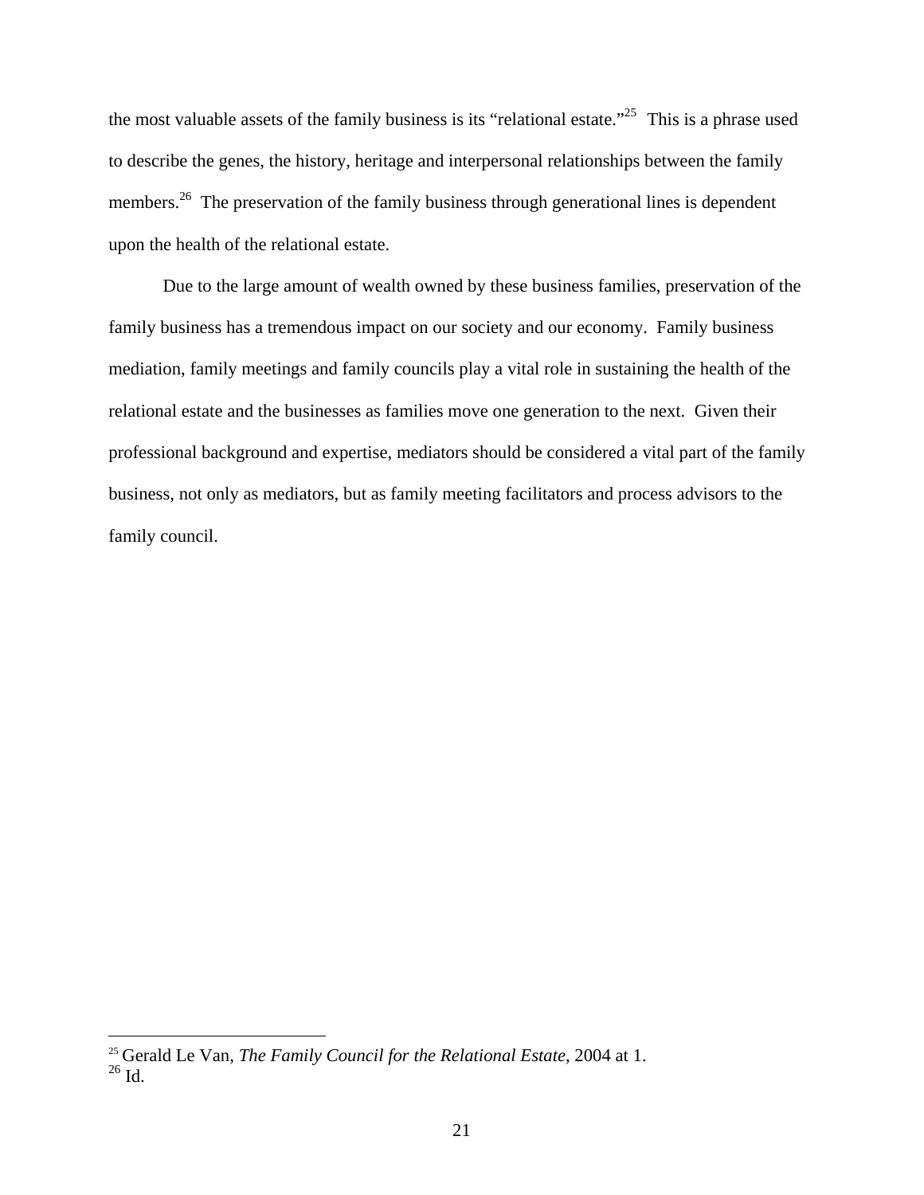the most valuable assets of the family business is its "relational estate."[25] This is a phrase used to describe the genes, the history, heritage and interpersonal relationships between the family members.[26] The preservation of the family business through generational lines is dependent upon the health of the relational estate.

Due to the large amount of wealth owned by these business families, preservation of the family business has a tremendous impact on our society and our economy. Family business mediation, family meetings and family councils play a vital role in sustaining the health of the relational estate and the businesses as families move one generation to the next. Given their professional background and expertise, mediators should be considered a vital part of the family business, not only as mediators, but as family meeting facilitators and process advisors to the family council.

---

[25] Gerald Le Van, *The Family Council for the Relational Estate*, 2004 at 1.

[26] Id.